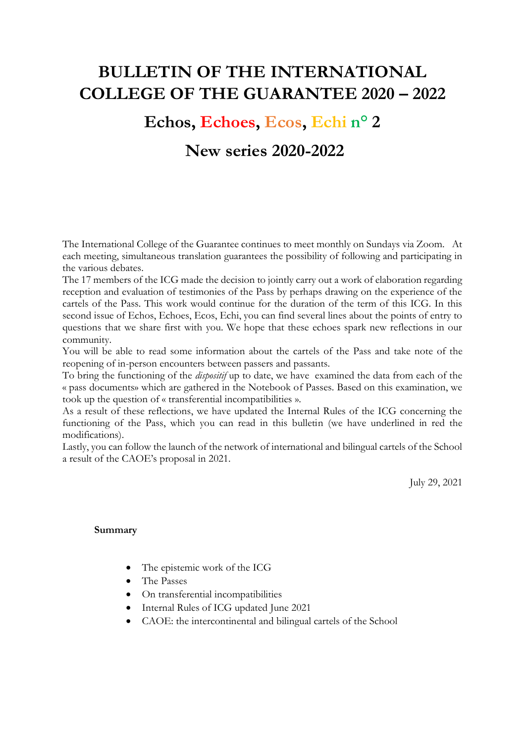# BULLETIN OF THE INTERNATIONAL COLLEGE OF THE GUARANTEE 2020 – 2022

## Echos, Echoes, Ecos, Echi n° 2

## New series 2020-2022

The International College of the Guarantee continues to meet monthly on Sundays via Zoom. At each meeting, simultaneous translation guarantees the possibility of following and participating in the various debates.

The 17 members of the ICG made the decision to jointly carry out a work of elaboration regarding reception and evaluation of testimonies of the Pass by perhaps drawing on the experience of the cartels of the Pass. This work would continue for the duration of the term of this ICG. In this second issue of Echos, Echoes, Ecos, Echi, you can find several lines about the points of entry to questions that we share first with you. We hope that these echoes spark new reflections in our community.

You will be able to read some information about the cartels of the Pass and take note of the reopening of in-person encounters between passers and passants.

To bring the functioning of the *dispositif* up to date, we have examined the data from each of the « pass documents» which are gathered in the Notebook of Passes. Based on this examination, we took up the question of « transferential incompatibilities ».

As a result of these reflections, we have updated the Internal Rules of the ICG concerning the functioning of the Pass, which you can read in this bulletin (we have underlined in red the modifications).

Lastly, you can follow the launch of the network of international and bilingual cartels of the School a result of the CAOE's proposal in 2021.

July 29, 2021

**Summary**

- The epistemic work of the ICG
- The Passes
- On transferential incompatibilities
- Internal Rules of ICG updated June 2021
- CAOE: the intercontinental and bilingual cartels of the School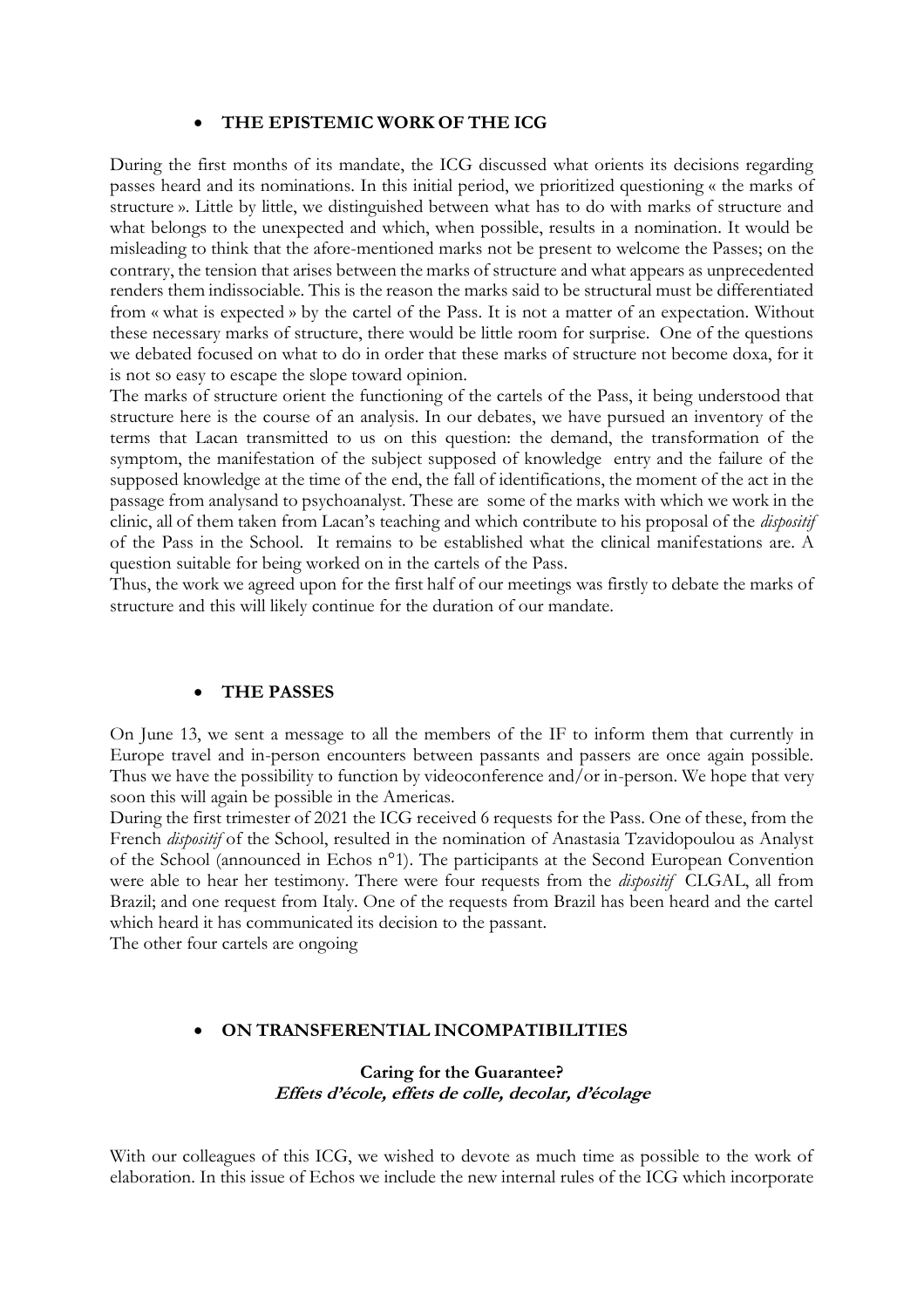- **THE EPISTEMIC WORK OF THE ICG**

During the first months of its mandate, the ICG discussed what orients its decisions regarding passes heard and its nominations. In this initial period, we prioritized questioning « the marks of structure ». Little by little, we distinguished between what has to do with marks of structure and what belongs to the unexpected and which, when possible, results in a nomination. It would be misleading to think that the afore-mentioned marks not be present to welcome the Passes; on the contrary, the tension that arises between the marks of structure and what appears as unprecedented renders them indissociable. This is the reason the marks said to be structural must be differentiated from « what is expected » by the cartel of the Pass. It is not a matter of an expectation. Without these necessary marks of structure, there would be little room for surprise. One of the questions we debated focused on what to do in order that these marks of structure not become doxa, for it is not so easy to escape the slope toward opinion.

The marks of structure orient the functioning of the cartels of the Pass, it being understood that structure here is the course of an analysis. In our debates, we have pursued an inventory of the terms that Lacan transmitted to us on this question: the demand, the transformation of the symptom, the manifestation of the subject supposed of knowledge entry and the failure of the supposed knowledge at the time of the end, the fall of identifications, the moment of the act in the passage from analysand to psychoanalyst. These are some of the marks with which we work in the clinic, all of them taken from Lacan's teaching and which contribute to his proposal of the *dispositif* of the Pass in the School. It remains to be established what the clinical manifestations are. A question suitable for being worked on in the cartels of the Pass.

Thus, the work we agreed upon for the first half of our meetings was firstly to debate the marks of structure and this will likely continue for the duration of our mandate.

- **THE PASSES**

On June 13, we sent a message to all the members of the IF to inform them that currently in Europe travel and in-person encounters between passants and passers are once again possible. Thus we have the possibility to function by videoconference and/or in-person. We hope that very soon this will again be possible in the Americas.

During the first trimester of 2021 the ICG received 6 requests for the Pass. One of these, from the French *dispositif* of the School, resulted in the nomination of Anastasia Tzavidopoulou as Analyst of the School (announced in Echos n°1). The participants at the Second European Convention were able to hear her testimony. There were four requests from the *dispositif* CLGAL, all from Brazil; and one request from Italy. One of the requests from Brazil has been heard and the cartel which heard it has communicated its decision to the passant.

The other four cartels are ongoing

- **ON TRANSFERENTIAL INCOMPATIBILITIES**

**Caring for the Guarantee?**
***Effets d'école, effets de colle, decolar, d'écolage***

With our colleagues of this ICG, we wished to devote as much time as possible to the work of elaboration. In this issue of Echos we include the new internal rules of the ICG which incorporate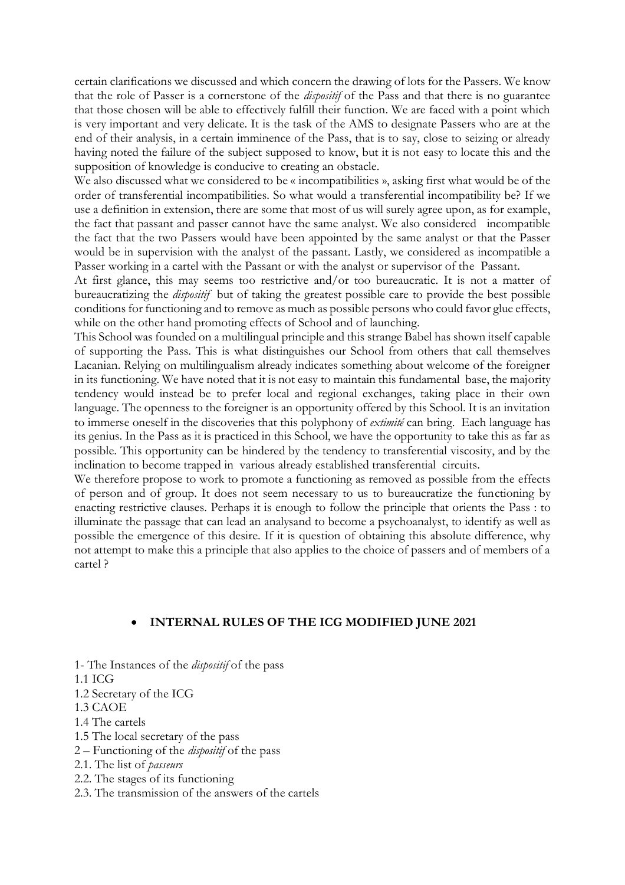certain clarifications we discussed and which concern the drawing of lots for the Passers. We know that the role of Passer is a cornerstone of the *dispositif* of the Pass and that there is no guarantee that those chosen will be able to effectively fulfill their function. We are faced with a point which is very important and very delicate. It is the task of the AMS to designate Passers who are at the end of their analysis, in a certain imminence of the Pass, that is to say, close to seizing or already having noted the failure of the subject supposed to know, but it is not easy to locate this and the supposition of knowledge is conducive to creating an obstacle.

We also discussed what we considered to be « incompatibilities », asking first what would be of the order of transferential incompatibilities. So what would a transferential incompatibility be? If we use a definition in extension, there are some that most of us will surely agree upon, as for example, the fact that passant and passer cannot have the same analyst. We also considered incompatible the fact that the two Passers would have been appointed by the same analyst or that the Passer would be in supervision with the analyst of the passant. Lastly, we considered as incompatible a Passer working in a cartel with the Passant or with the analyst or supervisor of the Passant.

At first glance, this may seems too restrictive and/or too bureaucratic. It is not a matter of bureaucratizing the *dispositif* but of taking the greatest possible care to provide the best possible conditions for functioning and to remove as much as possible persons who could favor glue effects, while on the other hand promoting effects of School and of launching.

This School was founded on a multilingual principle and this strange Babel has shown itself capable of supporting the Pass. This is what distinguishes our School from others that call themselves Lacanian. Relying on multilingualism already indicates something about welcome of the foreigner in its functioning. We have noted that it is not easy to maintain this fundamental base, the majority tendency would instead be to prefer local and regional exchanges, taking place in their own language. The openness to the foreigner is an opportunity offered by this School. It is an invitation to immerse oneself in the discoveries that this polyphony of *extimité* can bring. Each language has its genius. In the Pass as it is practiced in this School, we have the opportunity to take this as far as possible. This opportunity can be hindered by the tendency to transferential viscosity, and by the inclination to become trapped in various already established transferential circuits.

We therefore propose to work to promote a functioning as removed as possible from the effects of person and of group. It does not seem necessary to us to bureaucratize the functioning by enacting restrictive clauses. Perhaps it is enough to follow the principle that orients the Pass : to illuminate the passage that can lead an analysand to become a psychoanalyst, to identify as well as possible the emergence of this desire. If it is question of obtaining this absolute difference, why not attempt to make this a principle that also applies to the choice of passers and of members of a cartel ?

- **INTERNAL RULES OF THE ICG MODIFIED JUNE 2021**

1- The Instances of the *dispositif* of the pass
1.1 ICG
1.2 Secretary of the ICG
1.3 CAOE
1.4 The cartels
1.5 The local secretary of the pass
2 – Functioning of the *dispositif* of the pass
2.1. The list of *passeurs*
2.2. The stages of its functioning
2.3. The transmission of the answers of the cartels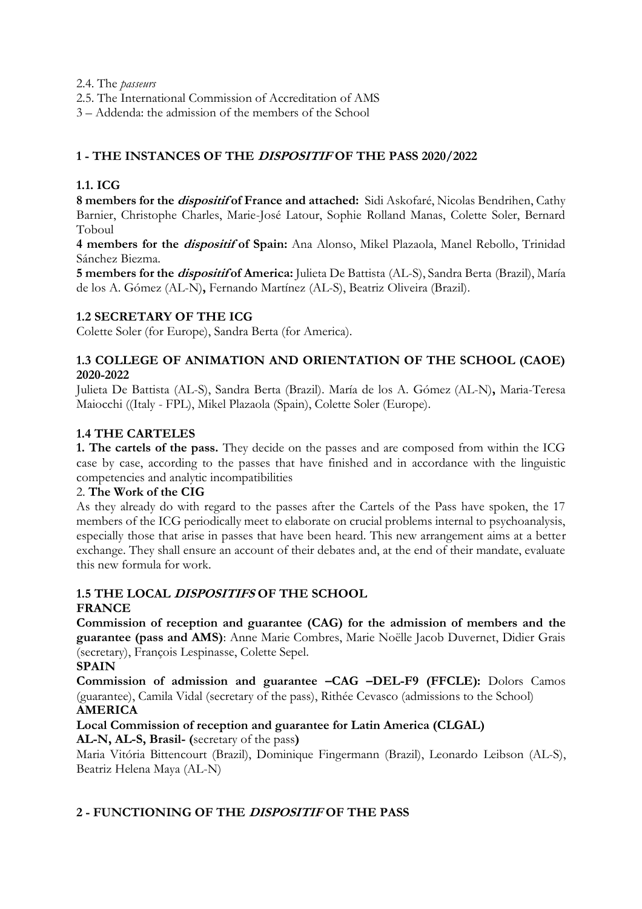2.4. The *passeurs*

2.5. The International Commission of Accreditation of AMS

3 – Addenda: the admission of the members of the School

## 1 - THE INSTANCES OF THE *DISPOSITIF* OF THE PASS 2020/2022

### 1.1. ICG

**8 members for the *dispositif* of France and attached:** Sidi Askofaré, Nicolas Bendrihen, Cathy Barnier, Christophe Charles, Marie-José Latour, Sophie Rolland Manas, Colette Soler, Bernard Toboul

**4 members for the *dispositif* of Spain:** Ana Alonso, Mikel Plazaola, Manel Rebollo, Trinidad Sánchez Biezma.

**5 members for the *dispositif* of America:** Julieta De Battista (AL-S), Sandra Berta (Brazil), María de los A. Gómez (AL-N)**,** Fernando Martínez (AL-S), Beatriz Oliveira (Brazil).

### 1.2 SECRETARY OF THE ICG

Colette Soler (for Europe), Sandra Berta (for America).

### 1.3 COLLEGE OF ANIMATION AND ORIENTATION OF THE SCHOOL (CAOE) 2020-2022

Julieta De Battista (AL-S), Sandra Berta (Brazil). María de los A. Gómez (AL-N)**,** Maria-Teresa Maiocchi ((Italy - FPL), Mikel Plazaola (Spain), Colette Soler (Europe).

### 1.4 THE CARTELES

**1. The cartels of the pass.** They decide on the passes and are composed from within the ICG case by case, according to the passes that have finished and in accordance with the linguistic competencies and analytic incompatibilities

2. **The Work of the CIG**

As they already do with regard to the passes after the Cartels of the Pass have spoken, the 17 members of the ICG periodically meet to elaborate on crucial problems internal to psychoanalysis, especially those that arise in passes that have been heard. This new arrangement aims at a better exchange. They shall ensure an account of their debates and, at the end of their mandate, evaluate this new formula for work.

### 1.5 THE LOCAL *DISPOSITIFS* OF THE SCHOOL

**FRANCE**

**Commission of reception and guarantee (CAG) for the admission of members and the guarantee (pass and AMS)**: Anne Marie Combres, Marie Noëlle Jacob Duvernet, Didier Grais (secretary), François Lespinasse, Colette Sepel.

**SPAIN**

**Commission of admission and guarantee –CAG –DEL-F9 (FFCLE):** Dolors Camos (guarantee), Camila Vidal (secretary of the pass), Rithée Cevasco (admissions to the School)

**AMERICA**

**Local Commission of reception and guarantee for Latin America (CLGAL)**

**AL-N, AL-S, Brasil- (**secretary of the pass**)**

Maria Vitória Bittencourt (Brazil), Dominique Fingermann (Brazil), Leonardo Leibson (AL-S), Beatriz Helena Maya (AL-N)

## 2 - FUNCTIONING OF THE *DISPOSITIF* OF THE PASS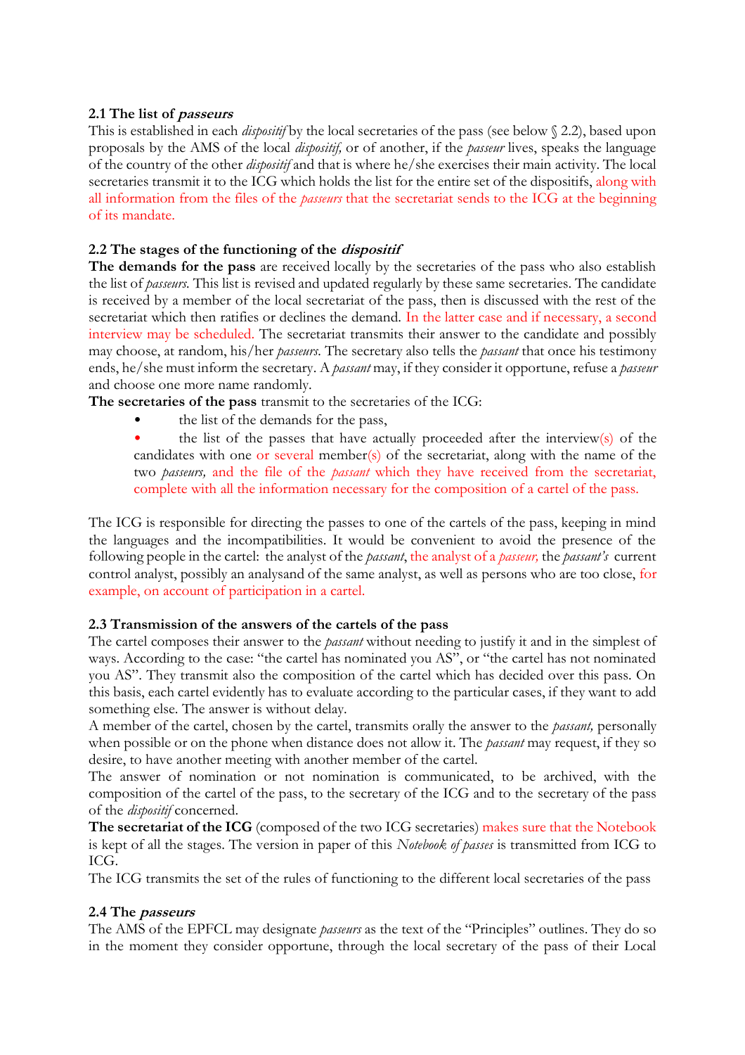### 2.1 The list of *passeurs*

This is established in each *dispositif* by the local secretaries of the pass (see below § 2.2), based upon proposals by the AMS of the local *dispositif,* or of another, if the *passeur* lives, speaks the language of the country of the other *dispositif* and that is where he/she exercises their main activity. The local secretaries transmit it to the ICG which holds the list for the entire set of the dispositifs, along with all information from the files of the *passeurs* that the secretariat sends to the ICG at the beginning of its mandate.

### 2.2 The stages of the functioning of the *dispositif*

**The demands for the pass** are received locally by the secretaries of the pass who also establish the list of *passeurs.* This list is revised and updated regularly by these same secretaries. The candidate is received by a member of the local secretariat of the pass, then is discussed with the rest of the secretariat which then ratifies or declines the demand. In the latter case and if necessary, a second interview may be scheduled. The secretariat transmits their answer to the candidate and possibly may choose, at random, his/her *passeurs.* The secretary also tells the *passant* that once his testimony ends, he/she must inform the secretary. A *passant* may, if they consider it opportune, refuse a *passeur* and choose one more name randomly.

**The secretaries of the pass** transmit to the secretaries of the ICG:

- the list of the demands for the pass,
- the list of the passes that have actually proceeded after the interview(s) of the candidates with one or several member(s) of the secretariat, along with the name of the two *passeurs,* and the file of the *passant* which they have received from the secretariat, complete with all the information necessary for the composition of a cartel of the pass.

The ICG is responsible for directing the passes to one of the cartels of the pass, keeping in mind the languages and the incompatibilities. It would be convenient to avoid the presence of the following people in the cartel: the analyst of the *passant*, the analyst of a *passeur,* the *passant's* current control analyst, possibly an analysand of the same analyst, as well as persons who are too close, for example, on account of participation in a cartel.

### 2.3 Transmission of the answers of the cartels of the pass

The cartel composes their answer to the *passant* without needing to justify it and in the simplest of ways. According to the case: "the cartel has nominated you AS", or "the cartel has not nominated you AS". They transmit also the composition of the cartel which has decided over this pass. On this basis, each cartel evidently has to evaluate according to the particular cases, if they want to add something else. The answer is without delay.

A member of the cartel, chosen by the cartel, transmits orally the answer to the *passant,* personally when possible or on the phone when distance does not allow it. The *passant* may request, if they so desire, to have another meeting with another member of the cartel.

The answer of nomination or not nomination is communicated, to be archived, with the composition of the cartel of the pass, to the secretary of the ICG and to the secretary of the pass of the *dispositif* concerned.

**The secretariat of the ICG** (composed of the two ICG secretaries) makes sure that the Notebook is kept of all the stages. The version in paper of this *Notebook of passes* is transmitted from ICG to ICG.

The ICG transmits the set of the rules of functioning to the different local secretaries of the pass

### 2.4 The *passeurs*

The AMS of the EPFCL may designate *passeurs* as the text of the "Principles" outlines. They do so in the moment they consider opportune, through the local secretary of the pass of their Local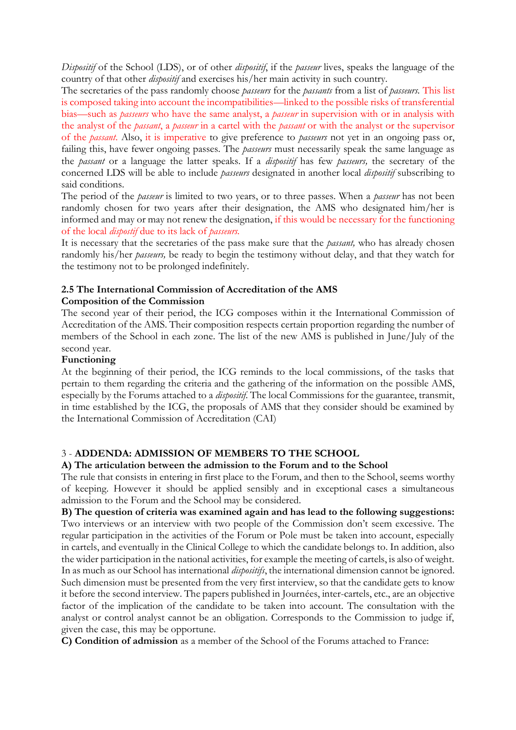*Dispositif* of the School (LDS), or of other *dispositif*, if the *passeur* lives, speaks the language of the country of that other *dispositif* and exercises his/her main activity in such country.

The secretaries of the pass randomly choose *passeurs* for the *passants* from a list of *passeurs*. This list is composed taking into account the incompatibilities—linked to the possible risks of transferential bias—such as *passeurs* who have the same analyst, a *passeur* in supervision with or in analysis with the analyst of the *passant*, a *passeur* in a cartel with the *passant* or with the analyst or the supervisor of the *passant*. Also, it is imperative to give preference to *passeurs* not yet in an ongoing pass or, failing this, have fewer ongoing passes. The *passeurs* must necessarily speak the same language as the *passant* or a language the latter speaks. If a *dispositif* has few *passeurs,* the secretary of the concerned LDS will be able to include *passeurs* designated in another local *dispositif* subscribing to said conditions.

The period of the *passeur* is limited to two years, or to three passes. When a *passeur* has not been randomly chosen for two years after their designation, the AMS who designated him/her is informed and may or may not renew the designation, if this would be necessary for the functioning of the local *dispostif* due to its lack of *passeurs.*

It is necessary that the secretaries of the pass make sure that the *passant,* who has already chosen randomly his/her *passeurs,* be ready to begin the testimony without delay, and that they watch for the testimony not to be prolonged indefinitely.

**2.5 The International Commission of Accreditation of the AMS**

**Composition of the Commission**

The second year of their period, the ICG composes within it the International Commission of Accreditation of the AMS. Their composition respects certain proportion regarding the number of members of the School in each zone. The list of the new AMS is published in June/July of the second year.

**Functioning**

At the beginning of their period, the ICG reminds to the local commissions, of the tasks that pertain to them regarding the criteria and the gathering of the information on the possible AMS, especially by the Forums attached to a *dispositif.* The local Commissions for the guarantee, transmit, in time established by the ICG, the proposals of AMS that they consider should be examined by the International Commission of Accreditation (CAI)

3 - **ADDENDA: ADMISSION OF MEMBERS TO THE SCHOOL**

**A) The articulation between the admission to the Forum and to the School**

The rule that consists in entering in first place to the Forum, and then to the School, seems worthy of keeping. However it should be applied sensibly and in exceptional cases a simultaneous admission to the Forum and the School may be considered.

**B) The question of criteria was examined again and has lead to the following suggestions:** Two interviews or an interview with two people of the Commission don't seem excessive. The regular participation in the activities of the Forum or Pole must be taken into account, especially in cartels, and eventually in the Clinical College to which the candidate belongs to. In addition, also the wider participation in the national activities, for example the meeting of cartels, is also of weight. In as much as our School has international *dispositifs*, the international dimension cannot be ignored. Such dimension must be presented from the very first interview, so that the candidate gets to know it before the second interview. The papers published in Journées, inter-cartels, etc., are an objective factor of the implication of the candidate to be taken into account. The consultation with the analyst or control analyst cannot be an obligation. Corresponds to the Commission to judge if, given the case, this may be opportune.

**C) Condition of admission** as a member of the School of the Forums attached to France: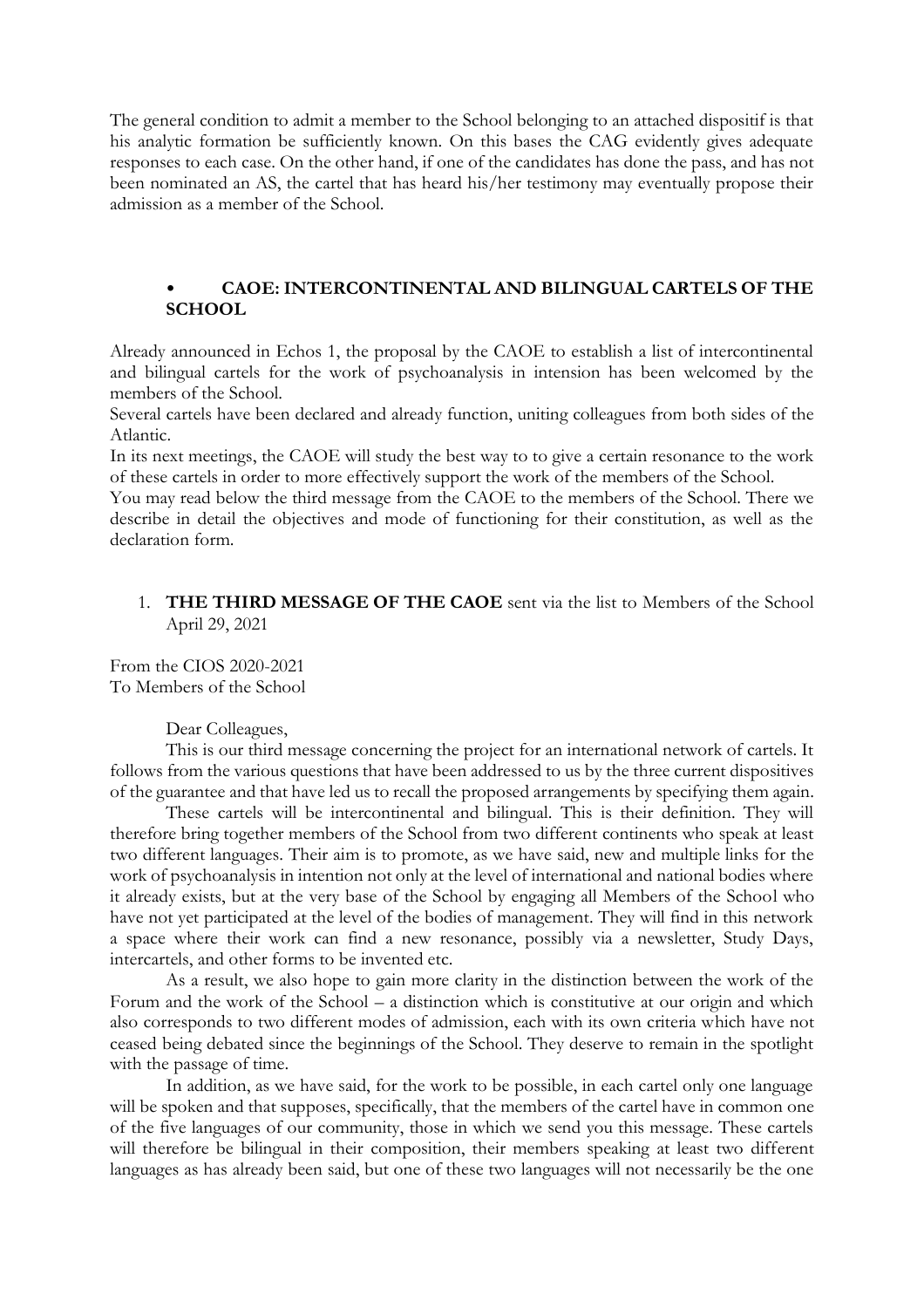The general condition to admit a member to the School belonging to an attached dispositif is that his analytic formation be sufficiently known. On this bases the CAG evidently gives adequate responses to each case. On the other hand, if one of the candidates has done the pass, and has not been nominated an AS, the cartel that has heard his/her testimony may eventually propose their admission as a member of the School.

- **CAOE: INTERCONTINENTAL AND BILINGUAL CARTELS OF THE SCHOOL**

Already announced in Echos 1, the proposal by the CAOE to establish a list of intercontinental and bilingual cartels for the work of psychoanalysis in intension has been welcomed by the members of the School.

Several cartels have been declared and already function, uniting colleagues from both sides of the Atlantic.

In its next meetings, the CAOE will study the best way to to give a certain resonance to the work of these cartels in order to more effectively support the work of the members of the School.

You may read below the third message from the CAOE to the members of the School. There we describe in detail the objectives and mode of functioning for their constitution, as well as the declaration form.

1. **THE THIRD MESSAGE OF THE CAOE** sent via the list to Members of the School April 29, 2021

From the CIOS 2020-2021
To Members of the School

Dear Colleagues,

This is our third message concerning the project for an international network of cartels. It follows from the various questions that have been addressed to us by the three current dispositives of the guarantee and that have led us to recall the proposed arrangements by specifying them again.

These cartels will be intercontinental and bilingual. This is their definition. They will therefore bring together members of the School from two different continents who speak at least two different languages. Their aim is to promote, as we have said, new and multiple links for the work of psychoanalysis in intention not only at the level of international and national bodies where it already exists, but at the very base of the School by engaging all Members of the School who have not yet participated at the level of the bodies of management. They will find in this network a space where their work can find a new resonance, possibly via a newsletter, Study Days, intercartels, and other forms to be invented etc.

As a result, we also hope to gain more clarity in the distinction between the work of the Forum and the work of the School – a distinction which is constitutive at our origin and which also corresponds to two different modes of admission, each with its own criteria which have not ceased being debated since the beginnings of the School. They deserve to remain in the spotlight with the passage of time.

In addition, as we have said, for the work to be possible, in each cartel only one language will be spoken and that supposes, specifically, that the members of the cartel have in common one of the five languages of our community, those in which we send you this message. These cartels will therefore be bilingual in their composition, their members speaking at least two different languages as has already been said, but one of these two languages will not necessarily be the one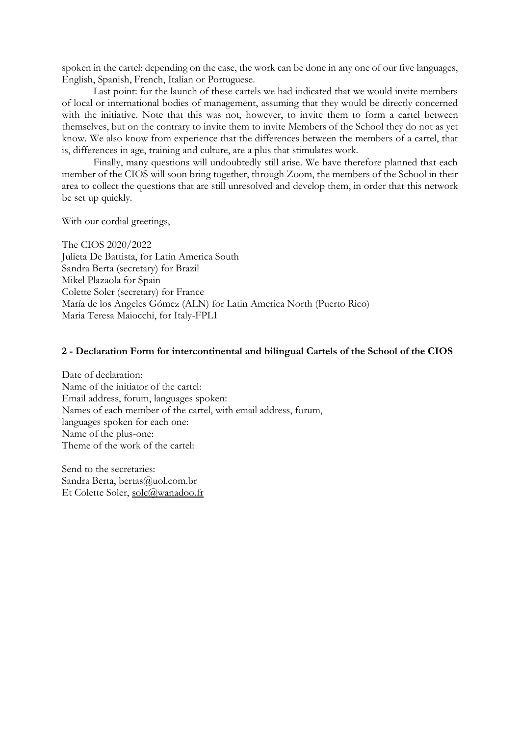spoken in the cartel: depending on the case, the work can be done in any one of our five languages, English, Spanish, French, Italian or Portuguese.

Last point: for the launch of these cartels we had indicated that we would invite members of local or international bodies of management, assuming that they would be directly concerned with the initiative. Note that this was not, however, to invite them to form a cartel between themselves, but on the contrary to invite them to invite Members of the School they do not as yet know. We also know from experience that the differences between the members of a cartel, that is, differences in age, training and culture, are a plus that stimulates work.

Finally, many questions will undoubtedly still arise. We have therefore planned that each member of the CIOS will soon bring together, through Zoom, the members of the School in their area to collect the questions that are still unresolved and develop them, in order that this network be set up quickly.

With our cordial greetings,

The CIOS 2020/2022
Julieta De Battista, for Latin America South
Sandra Berta (secretary) for Brazil
Mikel Plazaola for Spain
Colette Soler (secretary) for France
María de los Angeles Gómez (ALN) for Latin America North (Puerto Rico)
Maria Teresa Maiocchi, for Italy-FPL1

### 2 - Declaration Form for intercontinental and bilingual Cartels of the School of the CIOS

Date of declaration:
Name of the initiator of the cartel:
Email address, forum, languages spoken:
Names of each member of the cartel, with email address, forum,
languages spoken for each one:
Name of the plus-one:
Theme of the work of the cartel:

Send to the secretaries:
Sandra Berta, bertas@uol.com.br
Et Colette Soler, solc@wanadoo.fr